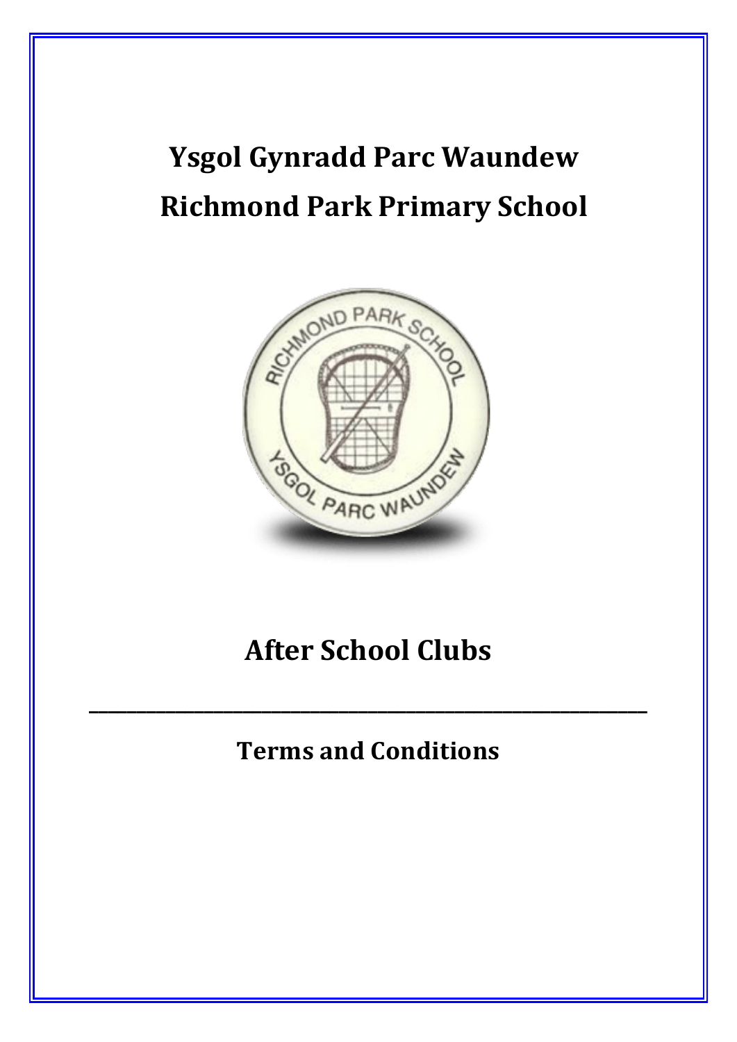# Ysgol Gynradd Parc Waundew

# Richmond Park Primary School

# After School Clubs

---

## Terms and Conditions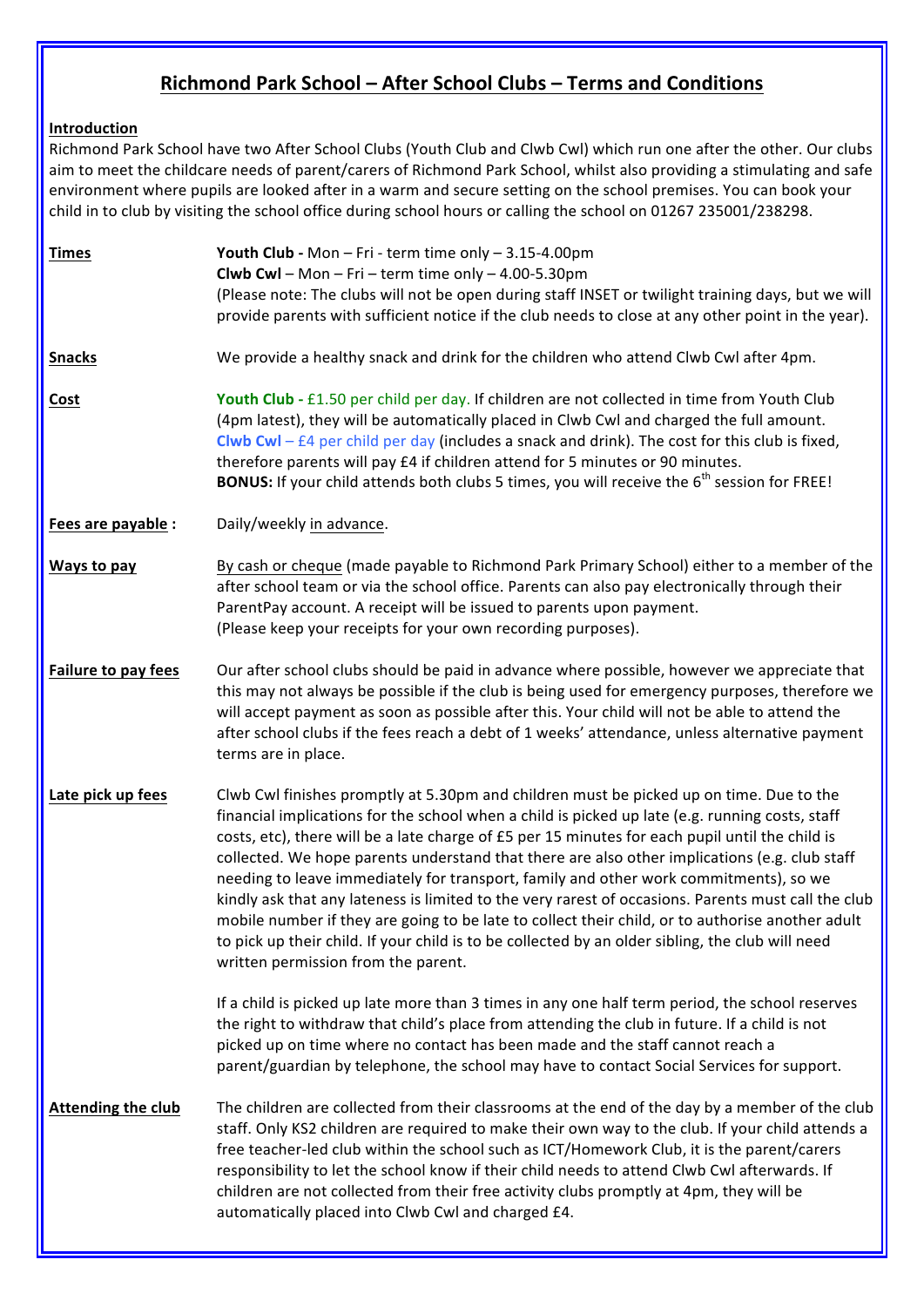# Richmond Park School – After School Clubs – Terms and Conditions

**Introduction**

Richmond Park School have two After School Clubs (Youth Club and Clwb Cwl) which run one after the other. Our clubs aim to meet the childcare needs of parent/carers of Richmond Park School, whilst also providing a stimulating and safe environment where pupils are looked after in a warm and secure setting on the school premises. You can book your child in to club by visiting the school office during school hours or calling the school on 01267 235001/238298.

**Times**

**Youth Club -** Mon – Fri - term time only – 3.15-4.00pm
**Clwb Cwl** – Mon – Fri – term time only – 4.00-5.30pm
(Please note: The clubs will not be open during staff INSET or twilight training days, but we will provide parents with sufficient notice if the club needs to close at any other point in the year).

**Snacks**

We provide a healthy snack and drink for the children who attend Clwb Cwl after 4pm.

**Cost**

**Youth Club -** £1.50 per child per day. If children are not collected in time from Youth Club (4pm latest), they will be automatically placed in Clwb Cwl and charged the full amount.
**Clwb Cwl** – £4 per child per day (includes a snack and drink). The cost for this club is fixed, therefore parents will pay £4 if children attend for 5 minutes or 90 minutes.
**BONUS:** If your child attends both clubs 5 times, you will receive the 6th session for FREE!

**Fees are payable :**

Daily/weekly in advance.

**Ways to pay**

By cash or cheque (made payable to Richmond Park Primary School) either to a member of the after school team or via the school office. Parents can also pay electronically through their ParentPay account. A receipt will be issued to parents upon payment.
(Please keep your receipts for your own recording purposes).

**Failure to pay fees**

Our after school clubs should be paid in advance where possible, however we appreciate that this may not always be possible if the club is being used for emergency purposes, therefore we will accept payment as soon as possible after this. Your child will not be able to attend the after school clubs if the fees reach a debt of 1 weeks' attendance, unless alternative payment terms are in place.

**Late pick up fees**

Clwb Cwl finishes promptly at 5.30pm and children must be picked up on time. Due to the financial implications for the school when a child is picked up late (e.g. running costs, staff costs, etc), there will be a late charge of £5 per 15 minutes for each pupil until the child is collected. We hope parents understand that there are also other implications (e.g. club staff needing to leave immediately for transport, family and other work commitments), so we kindly ask that any lateness is limited to the very rarest of occasions. Parents must call the club mobile number if they are going to be late to collect their child, or to authorise another adult to pick up their child. If your child is to be collected by an older sibling, the club will need written permission from the parent.

If a child is picked up late more than 3 times in any one half term period, the school reserves the right to withdraw that child's place from attending the club in future. If a child is not picked up on time where no contact has been made and the staff cannot reach a parent/guardian by telephone, the school may have to contact Social Services for support.

**Attending the club**

The children are collected from their classrooms at the end of the day by a member of the club staff. Only KS2 children are required to make their own way to the club. If your child attends a free teacher-led club within the school such as ICT/Homework Club, it is the parent/carers responsibility to let the school know if their child needs to attend Clwb Cwl afterwards. If children are not collected from their free activity clubs promptly at 4pm, they will be automatically placed into Clwb Cwl and charged £4.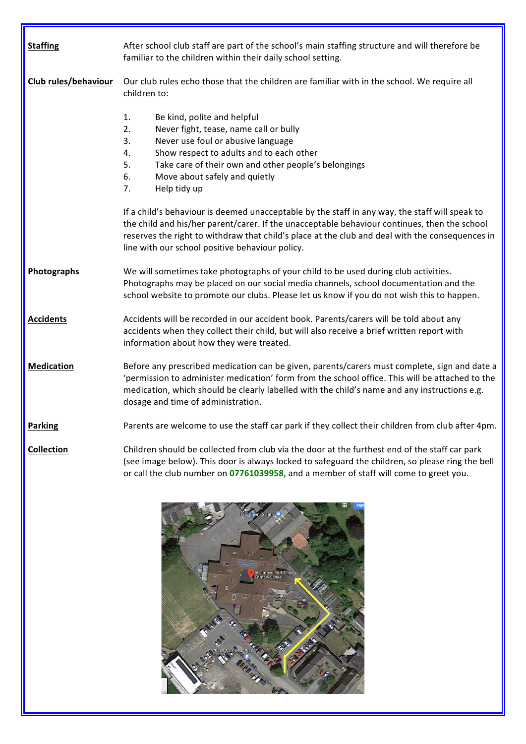**Staffing**

After school club staff are part of the school's main staffing structure and will therefore be familiar to the children within their daily school setting.

**Club rules/behaviour**

Our club rules echo those that the children are familiar with in the school. We require all children to:

1. Be kind, polite and helpful
2. Never fight, tease, name call or bully
3. Never use foul or abusive language
4. Show respect to adults and to each other
5. Take care of their own and other people's belongings
6. Move about safely and quietly
7. Help tidy up

If a child's behaviour is deemed unacceptable by the staff in any way, the staff will speak to the child and his/her parent/carer. If the unacceptable behaviour continues, then the school reserves the right to withdraw that child's place at the club and deal with the consequences in line with our school positive behaviour policy.

**Photographs**

We will sometimes take photographs of your child to be used during club activities. Photographs may be placed on our social media channels, school documentation and the school website to promote our clubs. Please let us know if you do not wish this to happen.

**Accidents**

Accidents will be recorded in our accident book. Parents/carers will be told about any accidents when they collect their child, but will also receive a brief written report with information about how they were treated.

**Medication**

Before any prescribed medication can be given, parents/carers must complete, sign and date a 'permission to administer medication' form from the school office. This will be attached to the medication, which should be clearly labelled with the child's name and any instructions e.g. dosage and time of administration.

**Parking**

Parents are welcome to use the staff car park if they collect their children from club after 4pm.

**Collection**

Children should be collected from club via the door at the furthest end of the staff car park (see image below). This door is always locked to safeguard the children, so please ring the bell or call the club number on **07761039958**, and a member of staff will come to greet you.